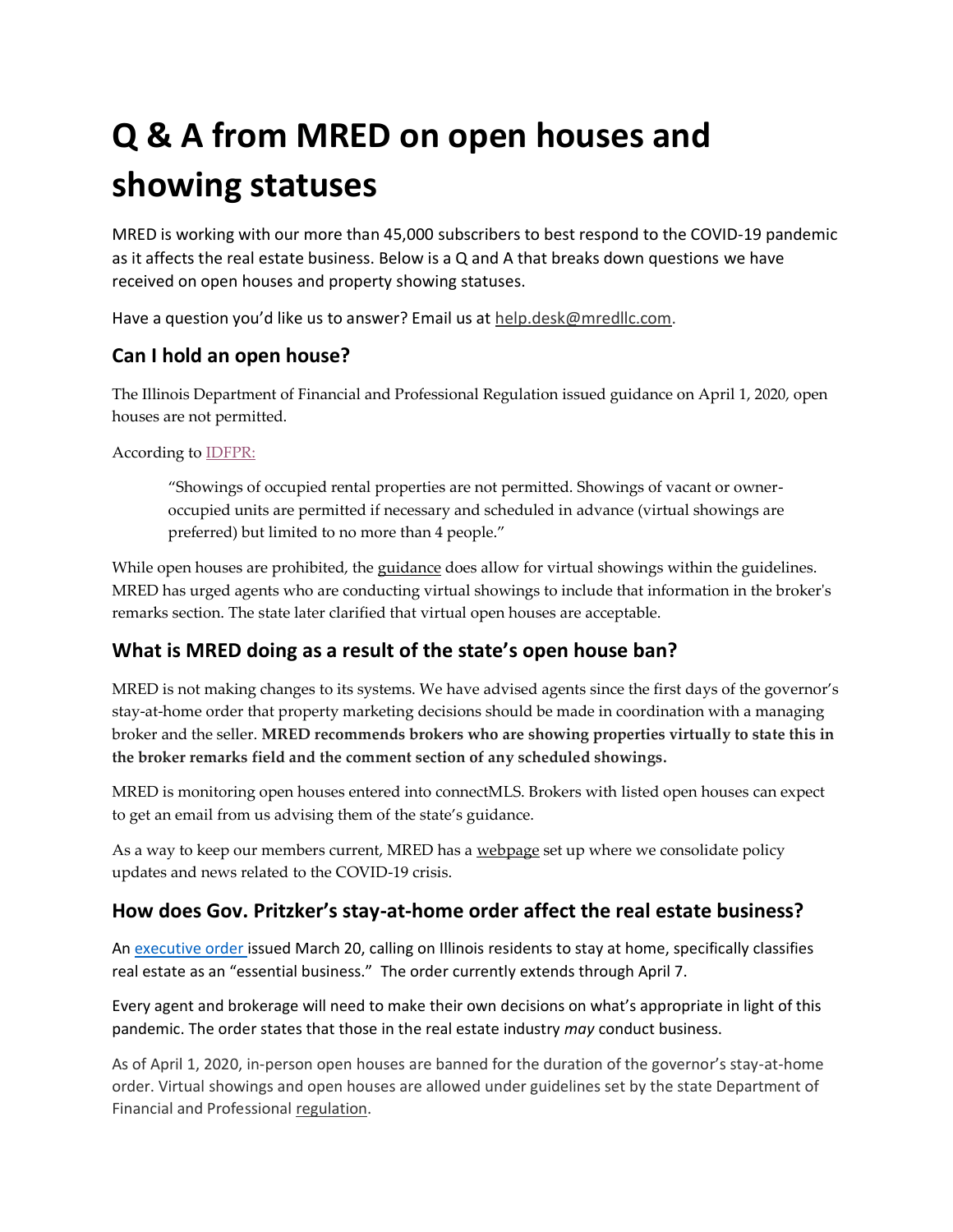# Q & A from MRED on open houses and showing statuses

MRED is working with our more than 45,000 subscribers to best respond to the COVID-19 pandemic as it affects the real estate business. Below is a Q and A that breaks down questions we have received on open houses and property showing statuses.

Have a question you'd like us to answer? Email us at help.desk@mredllc.com.

## Can I hold an open house?

The Illinois Department of Financial and Professional Regulation issued guidance on April 1, 2020, open houses are not permitted.

According to IDFPR:

> "Showings of occupied rental properties are not permitted. Showings of vacant or owner-occupied units are permitted if necessary and scheduled in advance (virtual showings are preferred) but limited to no more than 4 people."

While open houses are prohibited, the guidance does allow for virtual showings within the guidelines. MRED has urged agents who are conducting virtual showings to include that information in the broker's remarks section. The state later clarified that virtual open houses are acceptable.

## What is MRED doing as a result of the state's open house ban?

MRED is not making changes to its systems. We have advised agents since the first days of the governor's stay-at-home order that property marketing decisions should be made in coordination with a managing broker and the seller. **MRED recommends brokers who are showing properties virtually to state this in the broker remarks field and the comment section of any scheduled showings.**

MRED is monitoring open houses entered into connectMLS. Brokers with listed open houses can expect to get an email from us advising them of the state's guidance.

As a way to keep our members current, MRED has a webpage set up where we consolidate policy updates and news related to the COVID-19 crisis.

## How does Gov. Pritzker's stay-at-home order affect the real estate business?

An executive order issued March 20, calling on Illinois residents to stay at home, specifically classifies real estate as an "essential business." The order currently extends through April 7.

Every agent and brokerage will need to make their own decisions on what's appropriate in light of this pandemic. The order states that those in the real estate industry *may* conduct business.

As of April 1, 2020, in-person open houses are banned for the duration of the governor's stay-at-home order. Virtual showings and open houses are allowed under guidelines set by the state Department of Financial and Professional regulation.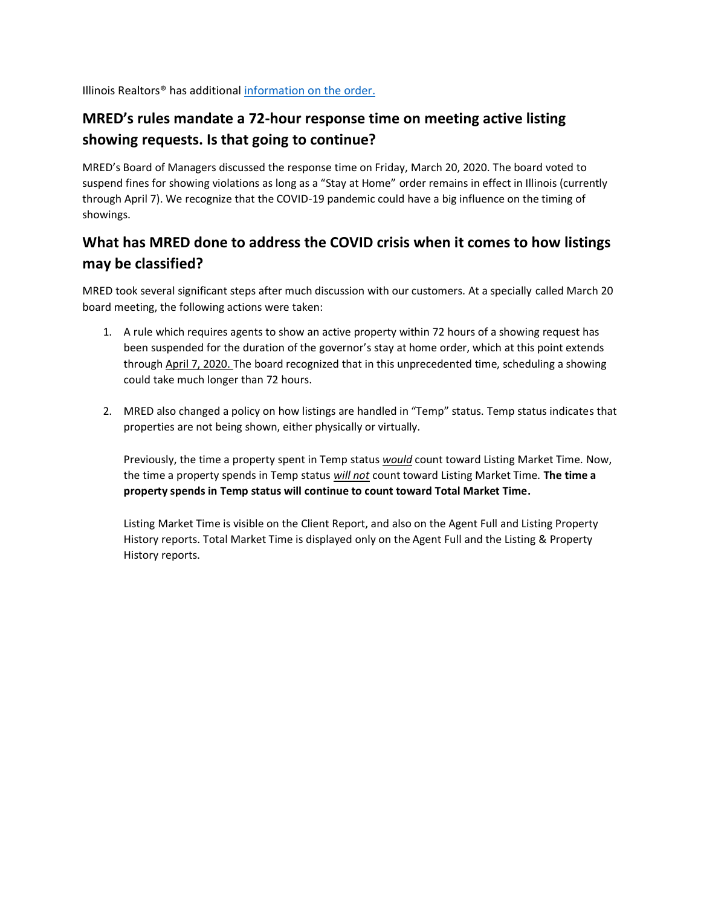Illinois Realtors® has additional [information on the order.]()

## MRED's rules mandate a 72-hour response time on meeting active listing showing requests. Is that going to continue?

MRED's Board of Managers discussed the response time on Friday, March 20, 2020. The board voted to suspend fines for showing violations as long as a "Stay at Home" order remains in effect in Illinois (currently through April 7). We recognize that the COVID-19 pandemic could have a big influence on the timing of showings.

## What has MRED done to address the COVID crisis when it comes to how listings may be classified?

MRED took several significant steps after much discussion with our customers. At a specially called March 20 board meeting, the following actions were taken:

1. A rule which requires agents to show an active property within 72 hours of a showing request has been suspended for the duration of the governor's stay at home order, which at this point extends through April 7, 2020. The board recognized that in this unprecedented time, scheduling a showing could take much longer than 72 hours.

2. MRED also changed a policy on how listings are handled in "Temp" status. Temp status indicates that properties are not being shown, either physically or virtually.

   Previously, the time a property spent in Temp status ***would*** count toward Listing Market Time. Now, the time a property spends in Temp status ***will not*** count toward Listing Market Time. **The time a property spends in Temp status will continue to count toward Total Market Time.**

   Listing Market Time is visible on the Client Report, and also on the Agent Full and Listing Property History reports. Total Market Time is displayed only on the Agent Full and the Listing & Property History reports.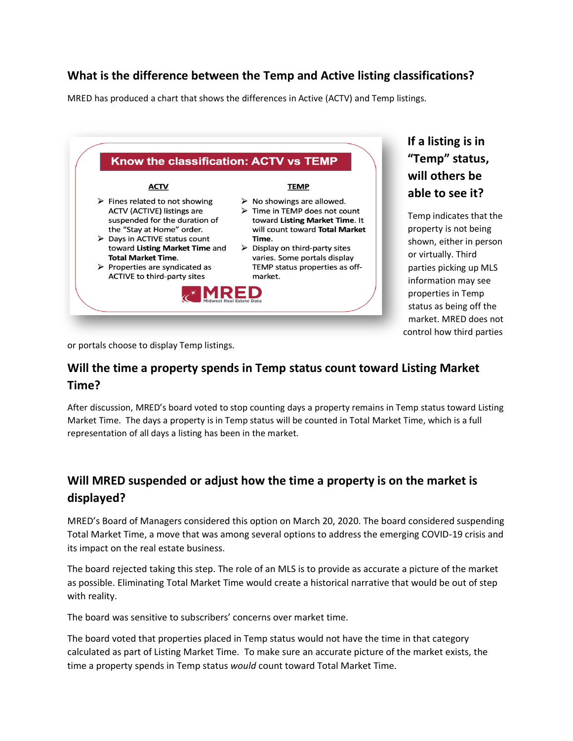## What is the difference between the Temp and Active listing classifications?

MRED has produced a chart that shows the differences in Active (ACTV) and Temp listings.

**Know the classification: ACTV vs TEMP**

| ACTV | TEMP |
| --- | --- |
| ➢ Fines related to not showing ACTV (ACTIVE) listings are suspended for the duration of the "Stay at Home" order.<br>➢ Days in ACTIVE status count toward **Listing Market Time** and **Total Market Time**.<br>➢ Properties are syndicated as ACTIVE to third-party sites | ➢ No showings are allowed.<br>➢ Time in TEMP does not count toward **Listing Market Time**. It will count toward **Total Market Time**.<br>➢ Display on third-party sites varies. Some portals display TEMP status properties as off-market. |

MRED Midwest Real Estate Data

## If a listing is in "Temp" status, will others be able to see it?

Temp indicates that the property is not being shown, either in person or virtually. Third parties picking up MLS information may see properties in Temp status as being off the market. MRED does not control how third parties or portals choose to display Temp listings.

## Will the time a property spends in Temp status count toward Listing Market Time?

After discussion, MRED's board voted to stop counting days a property remains in Temp status toward Listing Market Time. The days a property is in Temp status will be counted in Total Market Time, which is a full representation of all days a listing has been in the market.

## Will MRED suspended or adjust how the time a property is on the market is displayed?

MRED's Board of Managers considered this option on March 20, 2020. The board considered suspending Total Market Time, a move that was among several options to address the emerging COVID-19 crisis and its impact on the real estate business.

The board rejected taking this step. The role of an MLS is to provide as accurate a picture of the market as possible. Eliminating Total Market Time would create a historical narrative that would be out of step with reality.

The board was sensitive to subscribers' concerns over market time.

The board voted that properties placed in Temp status would not have the time in that category calculated as part of Listing Market Time. To make sure an accurate picture of the market exists, the time a property spends in Temp status *would* count toward Total Market Time.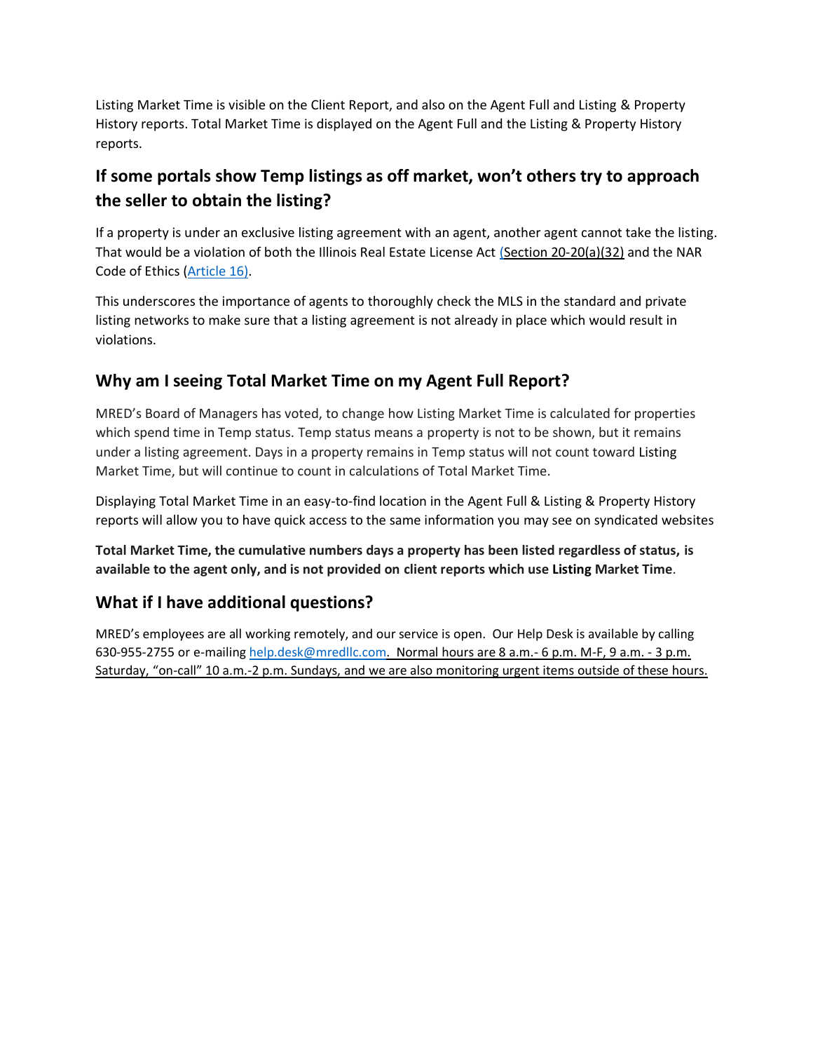Listing Market Time is visible on the Client Report, and also on the Agent Full and Listing & Property History reports. Total Market Time is displayed on the Agent Full and the Listing & Property History reports.

## If some portals show Temp listings as off market, won't others try to approach the seller to obtain the listing?

If a property is under an exclusive listing agreement with an agent, another agent cannot take the listing. That would be a violation of both the Illinois Real Estate License Act (Section 20-20(a)(32) and the NAR Code of Ethics (Article 16).

This underscores the importance of agents to thoroughly check the MLS in the standard and private listing networks to make sure that a listing agreement is not already in place which would result in violations.

## Why am I seeing Total Market Time on my Agent Full Report?

MRED's Board of Managers has voted, to change how Listing Market Time is calculated for properties which spend time in Temp status. Temp status means a property is not to be shown, but it remains under a listing agreement. Days in a property remains in Temp status will not count toward Listing Market Time, but will continue to count in calculations of Total Market Time.

Displaying Total Market Time in an easy-to-find location in the Agent Full & Listing & Property History reports will allow you to have quick access to the same information you may see on syndicated websites

**Total Market Time, the cumulative numbers days a property has been listed regardless of status, is available to the agent only, and is not provided on client reports which use Listing Market Time**.

## What if I have additional questions?

MRED's employees are all working remotely, and our service is open. Our Help Desk is available by calling 630-955-2755 or e-mailing help.desk@mredllc.com. Normal hours are 8 a.m.- 6 p.m. M-F, 9 a.m. - 3 p.m. Saturday, "on-call" 10 a.m.-2 p.m. Sundays, and we are also monitoring urgent items outside of these hours.